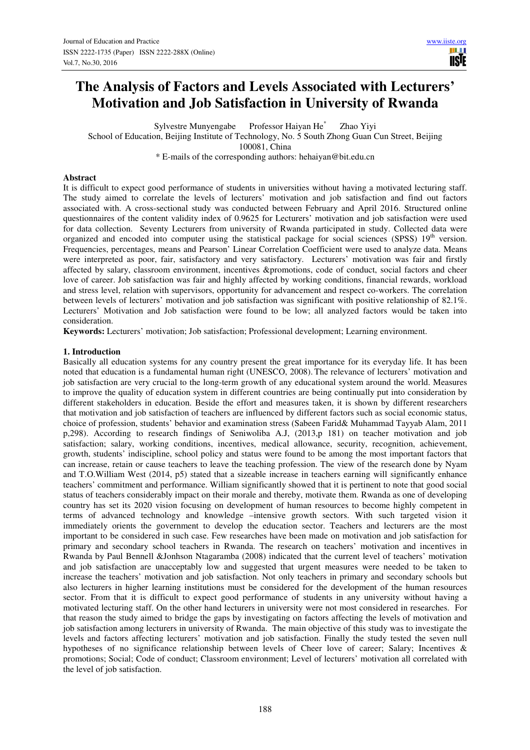# The Analysis of Factors and Levels Associated with Lecturers' Motivation and Job Satisfaction in University of Rwanda

Sylvestre Munyengabe Professor Haiyan He* Zhao Yiyi

School of Education, Beijing Institute of Technology, No. 5 South Zhong Guan Cun Street, Beijing 100081, China

* E-mails of the corresponding authors: hehaiyan@bit.edu.cn

## Abstract

It is difficult to expect good performance of students in universities without having a motivated lecturing staff. The study aimed to correlate the levels of lecturers' motivation and job satisfaction and find out factors associated with. A cross-sectional study was conducted between February and April 2016. Structured online questionnaires of the content validity index of 0.9625 for Lecturers' motivation and job satisfaction were used for data collection. Seventy Lecturers from university of Rwanda participated in study. Collected data were organized and encoded into computer using the statistical package for social sciences (SPSS) 19th version. Frequencies, percentages, means and Pearson' Linear Correlation Coefficient were used to analyze data. Means were interpreted as poor, fair, satisfactory and very satisfactory. Lecturers' motivation was fair and firstly affected by salary, classroom environment, incentives &promotions, code of conduct, social factors and cheer love of career. Job satisfaction was fair and highly affected by working conditions, financial rewards, workload and stress level, relation with supervisors, opportunity for advancement and respect co-workers. The correlation between levels of lecturers' motivation and job satisfaction was significant with positive relationship of 82.1%. Lecturers' Motivation and Job satisfaction were found to be low; all analyzed factors would be taken into consideration.

**Keywords:** Lecturers' motivation; Job satisfaction; Professional development; Learning environment.

## 1. Introduction

Basically all education systems for any country present the great importance for its everyday life. It has been noted that education is a fundamental human right (UNESCO, 2008). The relevance of lecturers' motivation and job satisfaction are very crucial to the long-term growth of any educational system around the world. Measures to improve the quality of education system in different countries are being continually put into consideration by different stakeholders in education. Beside the effort and measures taken, it is shown by different researchers that motivation and job satisfaction of teachers are influenced by different factors such as social economic status, choice of profession, students' behavior and examination stress (Sabeen Farid& Muhammad Tayyab Alam, 2011 p,298). According to research findings of Seniwoliba A.J, (2013,p 181) on teacher motivation and job satisfaction; salary, working conditions, incentives, medical allowance, security, recognition, achievement, growth, students' indiscipline, school policy and status were found to be among the most important factors that can increase, retain or cause teachers to leave the teaching profession. The view of the research done by Nyam and T.O.William West (2014, p5) stated that a sizeable increase in teachers earning will significantly enhance teachers' commitment and performance. William significantly showed that it is pertinent to note that good social status of teachers considerably impact on their morale and thereby, motivate them. Rwanda as one of developing country has set its 2020 vision focusing on development of human resources to become highly competent in terms of advanced technology and knowledge –intensive growth sectors. With such targeted vision it immediately orients the government to develop the education sector. Teachers and lecturers are the most important to be considered in such case. Few researches have been made on motivation and job satisfaction for primary and secondary school teachers in Rwanda. The research on teachers' motivation and incentives in Rwanda by Paul Bennell &Jonhson Ntagaramba (2008) indicated that the current level of teachers' motivation and job satisfaction are unacceptably low and suggested that urgent measures were needed to be taken to increase the teachers' motivation and job satisfaction. Not only teachers in primary and secondary schools but also lecturers in higher learning institutions must be considered for the development of the human resources sector. From that it is difficult to expect good performance of students in any university without having a motivated lecturing staff. On the other hand lecturers in university were not most considered in researches. For that reason the study aimed to bridge the gaps by investigating on factors affecting the levels of motivation and job satisfaction among lecturers in university of Rwanda. The main objective of this study was to investigate the levels and factors affecting lecturers' motivation and job satisfaction. Finally the study tested the seven null hypotheses of no significance relationship between levels of Cheer love of career; Salary; Incentives & promotions; Social; Code of conduct; Classroom environment; Level of lecturers' motivation all correlated with the level of job satisfaction.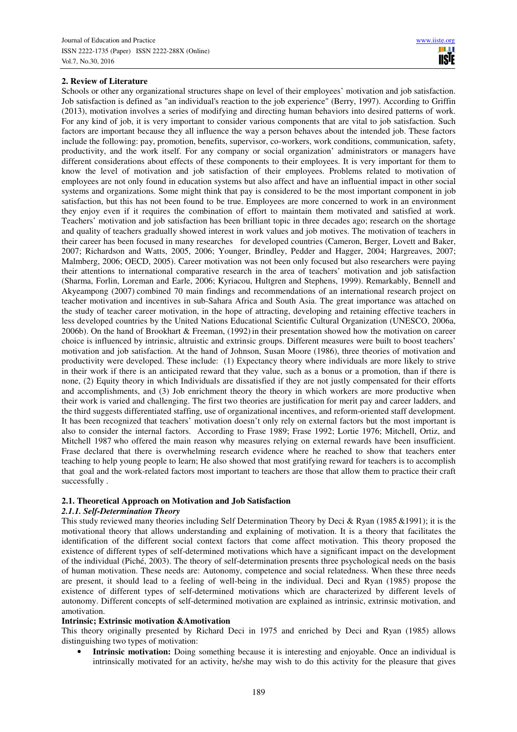## 2. Review of Literature

Schools or other any organizational structures shape on level of their employees' motivation and job satisfaction. Job satisfaction is defined as "an individual's reaction to the job experience" (Berry, 1997). According to Griffin (2013), motivation involves a series of modifying and directing human behaviors into desired patterns of work. For any kind of job, it is very important to consider various components that are vital to job satisfaction. Such factors are important because they all influence the way a person behaves about the intended job. These factors include the following: pay, promotion, benefits, supervisor, co-workers, work conditions, communication, safety, productivity, and the work itself. For any company or social organization' administrators or managers have different considerations about effects of these components to their employees. It is very important for them to know the level of motivation and job satisfaction of their employees. Problems related to motivation of employees are not only found in education systems but also affect and have an influential impact in other social systems and organizations. Some might think that pay is considered to be the most important component in job satisfaction, but this has not been found to be true. Employees are more concerned to work in an environment they enjoy even if it requires the combination of effort to maintain them motivated and satisfied at work. Teachers' motivation and job satisfaction has been brilliant topic in three decades ago; research on the shortage and quality of teachers gradually showed interest in work values and job motives. The motivation of teachers in their career has been focused in many researches for developed countries (Cameron, Berger, Lovett and Baker, 2007; Richardson and Watts, 2005, 2006; Younger, Brindley, Pedder and Hagger, 2004; Hargreaves, 2007; Malmberg, 2006; OECD, 2005). Career motivation was not been only focused but also researchers were paying their attentions to international comparative research in the area of teachers' motivation and job satisfaction (Sharma, Forlin, Loreman and Earle, 2006; Kyriacou, Hultgren and Stephens, 1999). Remarkably, Bennell and Akyeampong (2007) combined 70 main findings and recommendations of an international research project on teacher motivation and incentives in sub-Sahara Africa and South Asia. The great importance was attached on the study of teacher career motivation, in the hope of attracting, developing and retaining effective teachers in less developed countries by the United Nations Educational Scientific Cultural Organization (UNESCO, 2006a, 2006b). On the hand of Brookhart & Freeman, (1992) in their presentation showed how the motivation on career choice is influenced by intrinsic, altruistic and extrinsic groups. Different measures were built to boost teachers' motivation and job satisfaction. At the hand of Johnson, Susan Moore (1986), three theories of motivation and productivity were developed. These include: (1) Expectancy theory where individuals are more likely to strive in their work if there is an anticipated reward that they value, such as a bonus or a promotion, than if there is none, (2) Equity theory in which Individuals are dissatisfied if they are not justly compensated for their efforts and accomplishments, and (3) Job enrichment theory the theory in which workers are more productive when their work is varied and challenging. The first two theories are justification for merit pay and career ladders, and the third suggests differentiated staffing, use of organizational incentives, and reform-oriented staff development. It has been recognized that teachers' motivation doesn't only rely on external factors but the most important is also to consider the internal factors. According to Frase 1989; Frase 1992; Lortie 1976; Mitchell, Ortiz, and Mitchell 1987 who offered the main reason why measures relying on external rewards have been insufficient. Frase declared that there is overwhelming research evidence where he reached to show that teachers enter teaching to help young people to learn; He also showed that most gratifying reward for teachers is to accomplish that goal and the work-related factors most important to teachers are those that allow them to practice their craft successfully .

### 2.1. Theoretical Approach on Motivation and Job Satisfaction

#### *2.1.1. Self-Determination Theory*

This study reviewed many theories including Self Determination Theory by Deci & Ryan (1985 &1991); it is the motivational theory that allows understanding and explaining of motivation. It is a theory that facilitates the identification of the different social context factors that come affect motivation. This theory proposed the existence of different types of self-determined motivations which have a significant impact on the development of the individual (Piché, 2003). The theory of self-determination presents three psychological needs on the basis of human motivation. These needs are: Autonomy, competence and social relatedness. When these three needs are present, it should lead to a feeling of well-being in the individual. Deci and Ryan (1985) propose the existence of different types of self-determined motivations which are characterized by different levels of autonomy. Different concepts of self-determined motivation are explained as intrinsic, extrinsic motivation, and amotivation.

**Intrinsic; Extrinsic motivation &Amotivation**

This theory originally presented by Richard Deci in 1975 and enriched by Deci and Ryan (1985) allows distinguishing two types of motivation:

- **Intrinsic motivation:** Doing something because it is interesting and enjoyable. Once an individual is intrinsically motivated for an activity, he/she may wish to do this activity for the pleasure that gives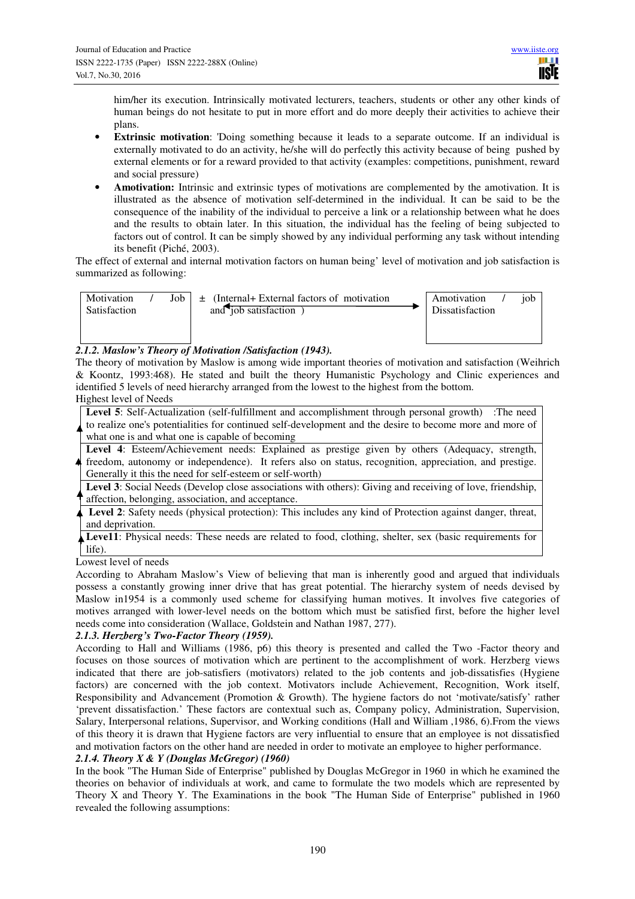him/her its execution. Intrinsically motivated lecturers, teachers, students or other any other kinds of human beings do not hesitate to put in more effort and do more deeply their activities to achieve their plans.

- **Extrinsic motivation**: 'Doing something because it leads to a separate outcome. If an individual is externally motivated to do an activity, he/she will do perfectly this activity because of being pushed by external elements or for a reward provided to that activity (examples: competitions, punishment, reward and social pressure)
- **Amotivation:** Intrinsic and extrinsic types of motivations are complemented by the amotivation. It is illustrated as the absence of motivation self-determined in the individual. It can be said to be the consequence of the inability of the individual to perceive a link or a relationship between what he does and the results to obtain later. In this situation, the individual has the feeling of being subjected to factors out of control. It can be simply showed by any individual performing any task without intending its benefit (Piché, 2003).

The effect of external and internal motivation factors on human being' level of motivation and job satisfaction is summarized as following:

| Motivation / Job Satisfaction | ± (Internal+ External factors of motivation and job satisfaction ) ⟷ | Amotivation / job Dissatisfaction |
|---|---|---|

### *2.1.2. Maslow's Theory of Motivation /Satisfaction (1943).*

The theory of motivation by Maslow is among wide important theories of motivation and satisfaction (Weihrich & Koontz, 1993:468). He stated and built the theory Humanistic Psychology and Clinic experiences and identified 5 levels of need hierarchy arranged from the lowest to the highest from the bottom.

Highest level of Needs

| |
|---|
| **Level 5**: Self-Actualization (self-fulfillment and accomplishment through personal growth) :The need to realize one's potentialities for continued self-development and the desire to become more and more of what one is and what one is capable of becoming |
| **Level 4**: Esteem/Achievement needs: Explained as prestige given by others (Adequacy, strength, freedom, autonomy or independence). It refers also on status, recognition, appreciation, and prestige. Generally it this the need for self-esteem or self-worth) |
| **Level 3**: Social Needs (Develop close associations with others): Giving and receiving of love, friendship, affection, belonging, association, and acceptance. |
| **Level 2**: Safety needs (physical protection): This includes any kind of Protection against danger, threat, and deprivation. |
| **Leve11**: Physical needs: These needs are related to food, clothing, shelter, sex (basic requirements for life). |

Lowest level of needs

According to Abraham Maslow's View of believing that man is inherently good and argued that individuals possess a constantly growing inner drive that has great potential. The hierarchy system of needs devised by Maslow in1954 is a commonly used scheme for classifying human motives. It involves five categories of motives arranged with lower-level needs on the bottom which must be satisfied first, before the higher level needs come into consideration (Wallace, Goldstein and Nathan 1987, 277).

### *2.1.3. Herzberg's Two-Factor Theory (1959).*

According to Hall and Williams (1986, p6) this theory is presented and called the Two -Factor theory and focuses on those sources of motivation which are pertinent to the accomplishment of work. Herzberg views indicated that there are job-satisfiers (motivators) related to the job contents and job-dissatisfies (Hygiene factors) are concerned with the job context. Motivators include Achievement, Recognition, Work itself, Responsibility and Advancement (Promotion & Growth). The hygiene factors do not 'motivate/satisfy' rather 'prevent dissatisfaction.' These factors are contextual such as, Company policy, Administration, Supervision, Salary, Interpersonal relations, Supervisor, and Working conditions (Hall and William ,1986, 6).From the views of this theory it is drawn that Hygiene factors are very influential to ensure that an employee is not dissatisfied and motivation factors on the other hand are needed in order to motivate an employee to higher performance.

### *2.1.4. Theory X & Y (Douglas McGregor) (1960)*

In the book "The Human Side of Enterprise" published by Douglas McGregor in 1960 in which he examined the theories on behavior of individuals at work, and came to formulate the two models which are represented by Theory X and Theory Y. The Examinations in the book "The Human Side of Enterprise" published in 1960 revealed the following assumptions: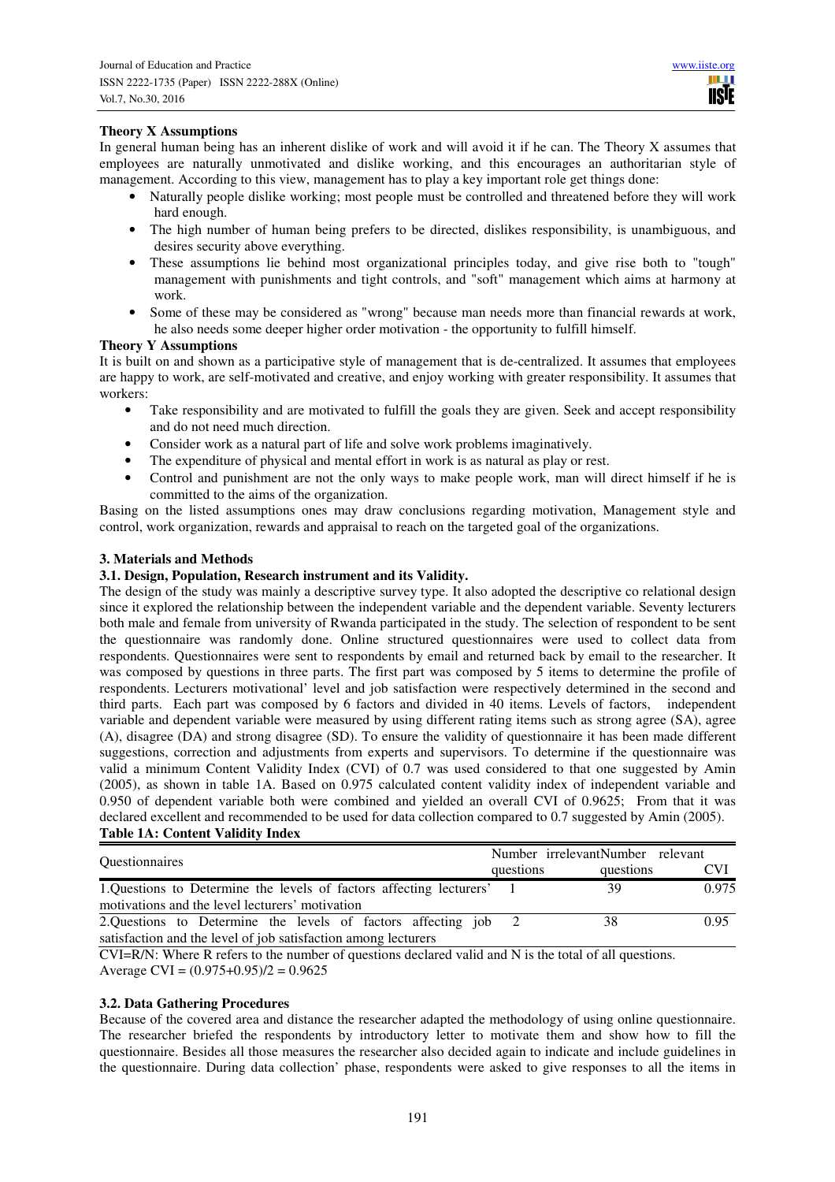**Theory X Assumptions**

In general human being has an inherent dislike of work and will avoid it if he can. The Theory X assumes that employees are naturally unmotivated and dislike working, and this encourages an authoritarian style of management. According to this view, management has to play a key important role get things done:

- Naturally people dislike working; most people must be controlled and threatened before they will work hard enough.
- The high number of human being prefers to be directed, dislikes responsibility, is unambiguous, and desires security above everything.
- These assumptions lie behind most organizational principles today, and give rise both to "tough" management with punishments and tight controls, and "soft" management which aims at harmony at work.
- Some of these may be considered as "wrong" because man needs more than financial rewards at work, he also needs some deeper higher order motivation - the opportunity to fulfill himself.

**Theory Y Assumptions**

It is built on and shown as a participative style of management that is de-centralized. It assumes that employees are happy to work, are self-motivated and creative, and enjoy working with greater responsibility. It assumes that workers:

- Take responsibility and are motivated to fulfill the goals they are given. Seek and accept responsibility and do not need much direction.
- Consider work as a natural part of life and solve work problems imaginatively.
- The expenditure of physical and mental effort in work is as natural as play or rest.
- Control and punishment are not the only ways to make people work, man will direct himself if he is committed to the aims of the organization.

Basing on the listed assumptions ones may draw conclusions regarding motivation, Management style and control, work organization, rewards and appraisal to reach on the targeted goal of the organizations.

## 3. Materials and Methods

### 3.1. Design, Population, Research instrument and its Validity.

The design of the study was mainly a descriptive survey type. It also adopted the descriptive co relational design since it explored the relationship between the independent variable and the dependent variable. Seventy lecturers both male and female from university of Rwanda participated in the study. The selection of respondent to be sent the questionnaire was randomly done. Online structured questionnaires were used to collect data from respondents. Questionnaires were sent to respondents by email and returned back by email to the researcher. It was composed by questions in three parts. The first part was composed by 5 items to determine the profile of respondents. Lecturers motivational' level and job satisfaction were respectively determined in the second and third parts. Each part was composed by 6 factors and divided in 40 items. Levels of factors, independent variable and dependent variable were measured by using different rating items such as strong agree (SA), agree (A), disagree (DA) and strong disagree (SD). To ensure the validity of questionnaire it has been made different suggestions, correction and adjustments from experts and supervisors. To determine if the questionnaire was valid a minimum Content Validity Index (CVI) of 0.7 was used considered to that one suggested by Amin (2005), as shown in table 1A. Based on 0.975 calculated content validity index of independent variable and 0.950 of dependent variable both were combined and yielded an overall CVI of 0.9625; From that it was declared excellent and recommended to be used for data collection compared to 0.7 suggested by Amin (2005).

**Table 1A: Content Validity Index**

| Questionnaires | Number irrelevant questions | Number relevant questions | CVI |
|---|---|---|---|
| 1.Questions to Determine the levels of factors affecting lecturers' motivations and the level lecturers' motivation | 1 | 39 | 0.975 |
| 2.Questions to Determine the levels of factors affecting job satisfaction and the level of job satisfaction among lecturers | 2 | 38 | 0.95 |

CVI=R/N: Where R refers to the number of questions declared valid and N is the total of all questions.
Average CVI = (0.975+0.95)/2 = 0.9625

### 3.2. Data Gathering Procedures

Because of the covered area and distance the researcher adapted the methodology of using online questionnaire. The researcher briefed the respondents by introductory letter to motivate them and show how to fill the questionnaire. Besides all those measures the researcher also decided again to indicate and include guidelines in the questionnaire. During data collection' phase, respondents were asked to give responses to all the items in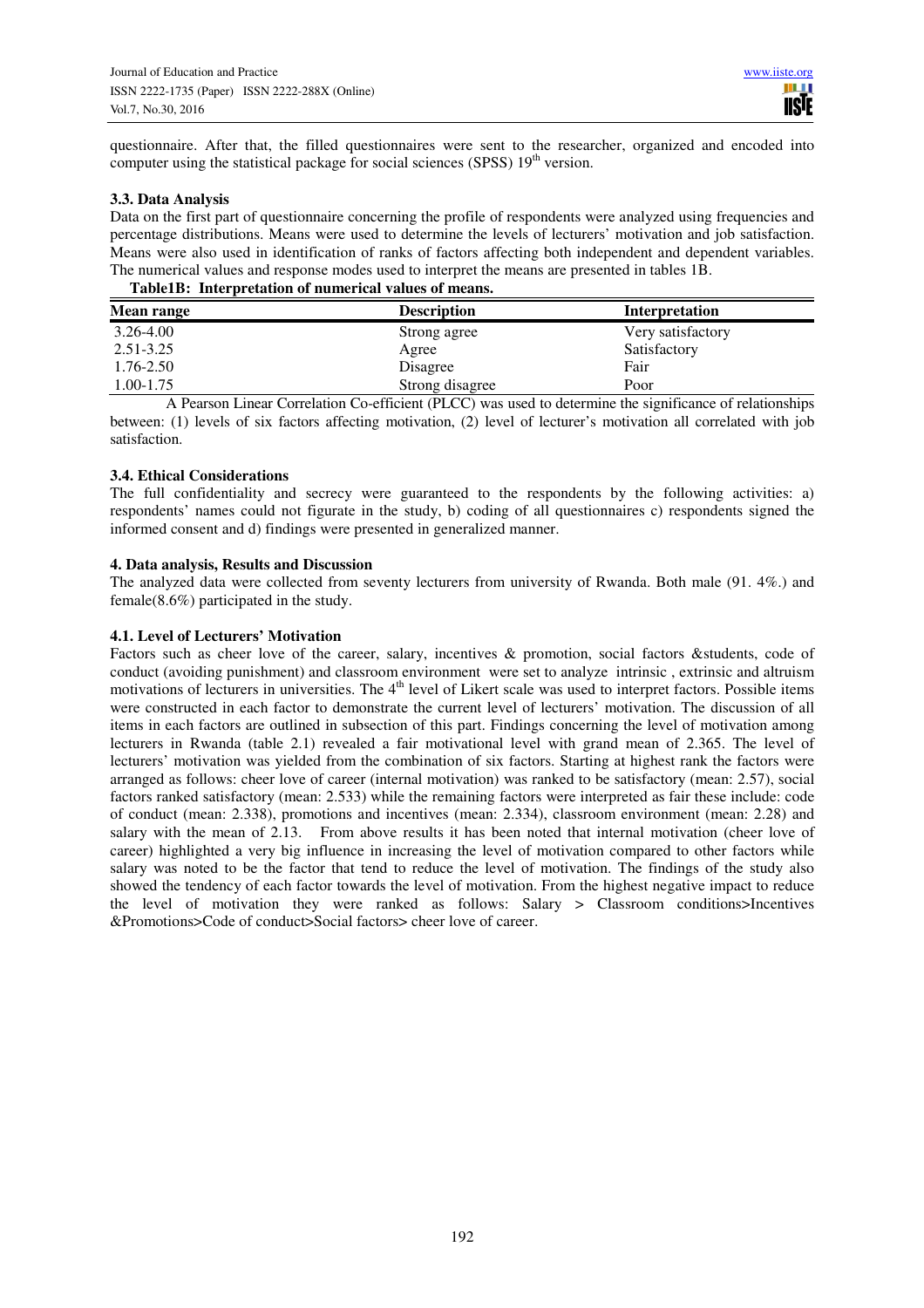questionnaire. After that, the filled questionnaires were sent to the researcher, organized and encoded into computer using the statistical package for social sciences (SPSS) 19th version.

### 3.3. Data Analysis

Data on the first part of questionnaire concerning the profile of respondents were analyzed using frequencies and percentage distributions. Means were used to determine the levels of lecturers' motivation and job satisfaction. Means were also used in identification of ranks of factors affecting both independent and dependent variables. The numerical values and response modes used to interpret the means are presented in tables 1B.

**Table1B: Interpretation of numerical values of means.**

| Mean range | Description | Interpretation |
|---|---|---|
| 3.26-4.00 | Strong agree | Very satisfactory |
| 2.51-3.25 | Agree | Satisfactory |
| 1.76-2.50 | Disagree | Fair |
| 1.00-1.75 | Strong disagree | Poor |

A Pearson Linear Correlation Co-efficient (PLCC) was used to determine the significance of relationships between: (1) levels of six factors affecting motivation, (2) level of lecturer's motivation all correlated with job satisfaction.

### 3.4. Ethical Considerations

The full confidentiality and secrecy were guaranteed to the respondents by the following activities: a) respondents' names could not figurate in the study, b) coding of all questionnaires c) respondents signed the informed consent and d) findings were presented in generalized manner.

## 4. Data analysis, Results and Discussion

The analyzed data were collected from seventy lecturers from university of Rwanda. Both male (91. 4%.) and female(8.6%) participated in the study.

### 4.1. Level of Lecturers' Motivation

Factors such as cheer love of the career, salary, incentives & promotion, social factors &students, code of conduct (avoiding punishment) and classroom environment were set to analyze intrinsic , extrinsic and altruism motivations of lecturers in universities. The 4th level of Likert scale was used to interpret factors. Possible items were constructed in each factor to demonstrate the current level of lecturers' motivation. The discussion of all items in each factors are outlined in subsection of this part. Findings concerning the level of motivation among lecturers in Rwanda (table 2.1) revealed a fair motivational level with grand mean of 2.365. The level of lecturers' motivation was yielded from the combination of six factors. Starting at highest rank the factors were arranged as follows: cheer love of career (internal motivation) was ranked to be satisfactory (mean: 2.57), social factors ranked satisfactory (mean: 2.533) while the remaining factors were interpreted as fair these include: code of conduct (mean: 2.338), promotions and incentives (mean: 2.334), classroom environment (mean: 2.28) and salary with the mean of 2.13. From above results it has been noted that internal motivation (cheer love of career) highlighted a very big influence in increasing the level of motivation compared to other factors while salary was noted to be the factor that tend to reduce the level of motivation. The findings of the study also showed the tendency of each factor towards the level of motivation. From the highest negative impact to reduce the level of motivation they were ranked as follows: Salary > Classroom conditions>Incentives &Promotions>Code of conduct>Social factors> cheer love of career.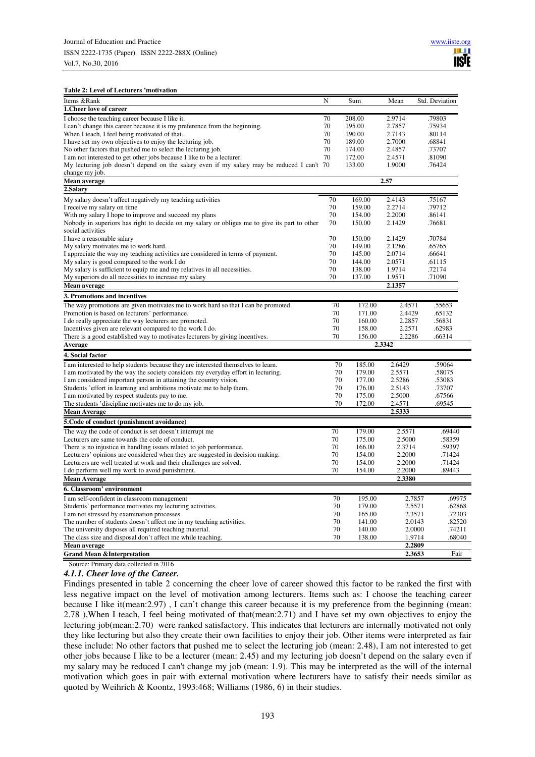**Table 2: Level of Lecturers 'motivation**

| Items &Rank | N | Sum | Mean | Std. Deviation |
|---|---|---|---|---|
| **1.Cheer love of career** | | | | |
| I choose the teaching career because I like it. | 70 | 208.00 | 2.9714 | .79803 |
| I can't change this career because it is my preference from the beginning. | 70 | 195.00 | 2.7857 | .75934 |
| When I teach, I feel being motivated of that. | 70 | 190.00 | 2.7143 | .80114 |
| I have set my own objectives to enjoy the lecturing job. | 70 | 189.00 | 2.7000 | .68841 |
| No other factors that pushed me to select the lecturing job. | 70 | 174.00 | 2.4857 | .73707 |
| I am not interested to get other jobs because I like to be a lecturer. | 70 | 172.00 | 2.4571 | .81090 |
| My lecturing job doesn't depend on the salary even if my salary may be reduced I can't change my job. | 70 | 133.00 | 1.9000 | .76424 |
| **Mean average** | | | **2.57** | |
| **2.Salary** | | | | |
| My salary doesn't affect negatively my teaching activities | 70 | 169.00 | 2.4143 | .75167 |
| I receive my salary on time | 70 | 159.00 | 2.2714 | .79712 |
| With my salary I hope to improve and succeed my plans | 70 | 154.00 | 2.2000 | .86141 |
| Nobody in superiors has right to decide on my salary or obliges me to give its part to other social activities | 70 | 150.00 | 2.1429 | .76681 |
| I have a reasonable salary | 70 | 150.00 | 2.1429 | .70784 |
| My salary motivates me to work hard. | 70 | 149.00 | 2.1286 | .65765 |
| I appreciate the way my teaching activities are considered in terms of payment. | 70 | 145.00 | 2.0714 | .66641 |
| My salary is good compared to the work I do | 70 | 144.00 | 2.0571 | .61115 |
| My salary is sufficient to equip me and my relatives in all necessities. | 70 | 138.00 | 1.9714 | .72174 |
| My superiors do all necessities to increase my salary | 70 | 137.00 | 1.9571 | .71090 |
| **Mean average** | | | **2.1357** | |
| **3. Promotions and incentives** | | | | |
| The way promotions are given motivates me to work hard so that I can be promoted. | 70 | 172.00 | 2.4571 | .55653 |
| Promotion is based on lecturers' performance. | 70 | 171.00 | 2.4429 | .65132 |
| I do really appreciate the way lecturers are promoted. | 70 | 160.00 | 2.2857 | .56831 |
| Incentives given are relevant compared to the work I do. | 70 | 158.00 | 2.2571 | .62983 |
| There is a good established way to motivates lecturers by giving incentives. | 70 | 156.00 | 2.2286 | .66314 |
| **Average** | | | **2.3342** | |
| **4. Social factor** | | | | |
| I am interested to help students because they are interested themselves to learn. | 70 | 185.00 | 2.6429 | .59064 |
| I am motivated by the way the society considers my everyday effort in lecturing. | 70 | 179.00 | 2.5571 | .58075 |
| I am considered important person in attaining the country vision. | 70 | 177.00 | 2.5286 | .53083 |
| Students 'effort in learning and ambitions motivate me to help them. | 70 | 176.00 | 2.5143 | .73707 |
| I am motivated by respect students pay to me. | 70 | 175.00 | 2.5000 | .67566 |
| The students 'discipline motivates me to do my job. | 70 | 172.00 | 2.4571 | .69545 |
| **Mean Average** | | | **2.5333** | |
| **5.Code of conduct (punishment avoidance)** | | | | |
| The way the code of conduct is set doesn't interrupt me | 70 | 179.00 | 2.5571 | .69440 |
| Lecturers are same towards the code of conduct. | 70 | 175.00 | 2.5000 | .58359 |
| There is no injustice in handling issues related to job performance. | 70 | 166.00 | 2.3714 | .59397 |
| Lecturers' opinions are considered when they are suggested in decision making. | 70 | 154.00 | 2.2000 | .71424 |
| Lecturers are well treated at work and their challenges are solved. | 70 | 154.00 | 2.2000 | .71424 |
| I do perform well my work to avoid punishment. | 70 | 154.00 | 2.2000 | .89443 |
| **Mean Average** | | | **2.3380** | |
| **6. Classroom' environment** | | | | |
| I am self-confident in classroom management | 70 | 195.00 | 2.7857 | .69975 |
| Students' performance motivates my lecturing activities. | 70 | 179.00 | 2.5571 | .62868 |
| I am not stressed by examination processes. | 70 | 165.00 | 2.3571 | .72303 |
| The number of students doesn't affect me in my teaching activities. | 70 | 141.00 | 2.0143 | .82520 |
| The university disposes all required teaching material. | 70 | 140.00 | 2.0000 | .74211 |
| The class size and disposal don't affect me while teaching. | 70 | 138.00 | 1.9714 | .68040 |
| **Mean average** | | | **2.2809** | |
| **Grand Mean &Interpretation** | | | **2.3653** | Fair |

Source: Primary data collected in 2016

#### *4.1.1. Cheer love of the Career.*

Findings presented in table 2 concerning the cheer love of career showed this factor to be ranked the first with less negative impact on the level of motivation among lecturers. Items such as: I choose the teaching career because I like it(mean:2.97) , I can't change this career because it is my preference from the beginning (mean: 2.78 ),When I teach, I feel being motivated of that(mean:2.71) and I have set my own objectives to enjoy the lecturing job(mean:2.70) were ranked satisfactory. This indicates that lecturers are internally motivated not only they like lecturing but also they create their own facilities to enjoy their job. Other items were interpreted as fair these include: No other factors that pushed me to select the lecturing job (mean: 2.48), I am not interested to get other jobs because I like to be a lecturer (mean: 2.45) and my lecturing job doesn't depend on the salary even if my salary may be reduced I can't change my job (mean: 1.9). This may be interpreted as the will of the internal motivation which goes in pair with external motivation where lecturers have to satisfy their needs similar as quoted by Weihrich & Koontz, 1993:468; Williams (1986, 6) in their studies.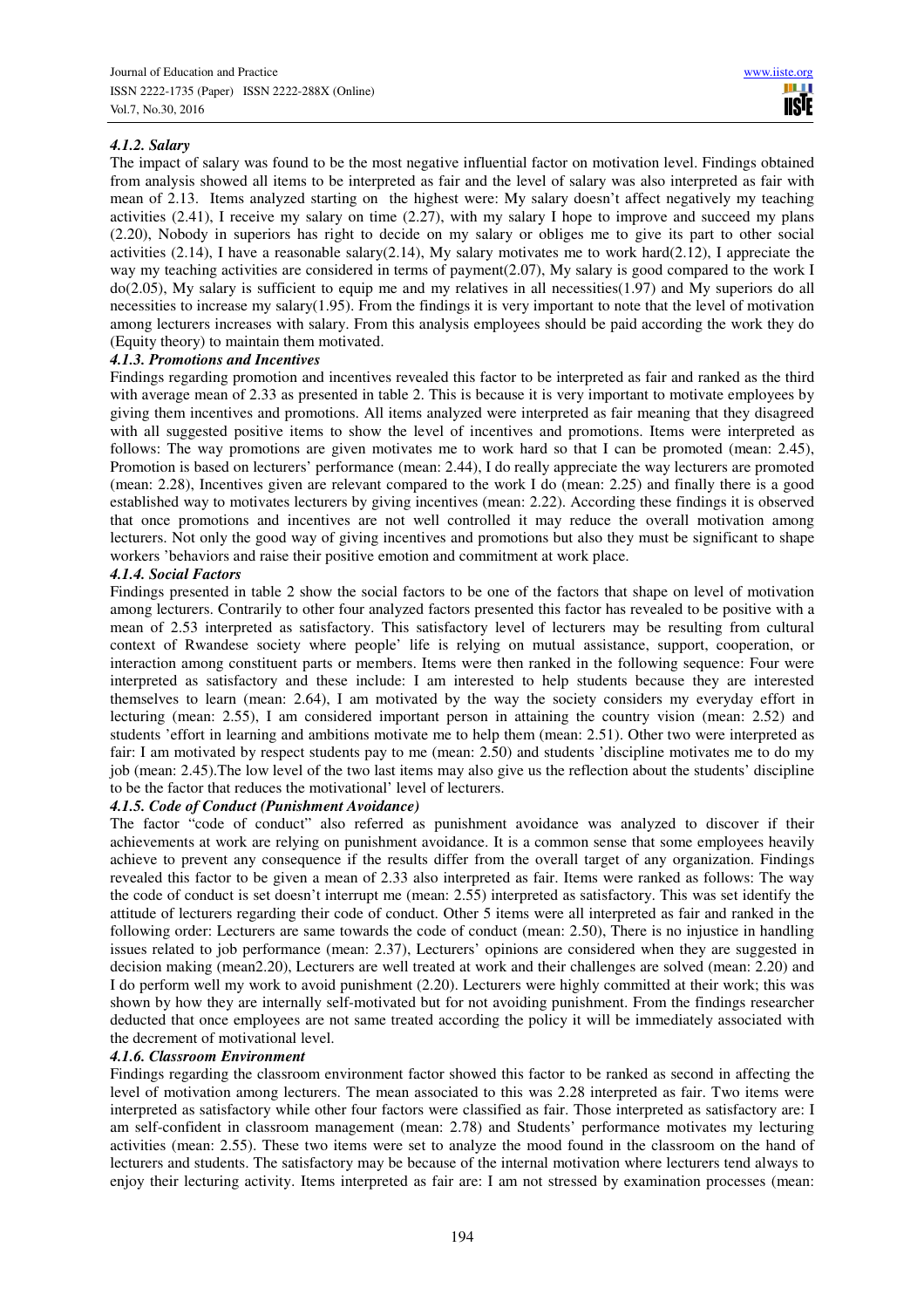#### *4.1.2. Salary*

The impact of salary was found to be the most negative influential factor on motivation level. Findings obtained from analysis showed all items to be interpreted as fair and the level of salary was also interpreted as fair with mean of 2.13. Items analyzed starting on the highest were: My salary doesn't affect negatively my teaching activities (2.41), I receive my salary on time (2.27), with my salary I hope to improve and succeed my plans (2.20), Nobody in superiors has right to decide on my salary or obliges me to give its part to other social activities (2.14), I have a reasonable salary(2.14), My salary motivates me to work hard(2.12), I appreciate the way my teaching activities are considered in terms of payment(2.07), My salary is good compared to the work I do(2.05), My salary is sufficient to equip me and my relatives in all necessities(1.97) and My superiors do all necessities to increase my salary(1.95). From the findings it is very important to note that the level of motivation among lecturers increases with salary. From this analysis employees should be paid according the work they do (Equity theory) to maintain them motivated.

#### *4.1.3. Promotions and Incentives*

Findings regarding promotion and incentives revealed this factor to be interpreted as fair and ranked as the third with average mean of 2.33 as presented in table 2. This is because it is very important to motivate employees by giving them incentives and promotions. All items analyzed were interpreted as fair meaning that they disagreed with all suggested positive items to show the level of incentives and promotions. Items were interpreted as follows: The way promotions are given motivates me to work hard so that I can be promoted (mean: 2.45), Promotion is based on lecturers' performance (mean: 2.44), I do really appreciate the way lecturers are promoted (mean: 2.28), Incentives given are relevant compared to the work I do (mean: 2.25) and finally there is a good established way to motivates lecturers by giving incentives (mean: 2.22). According these findings it is observed that once promotions and incentives are not well controlled it may reduce the overall motivation among lecturers. Not only the good way of giving incentives and promotions but also they must be significant to shape workers 'behaviors and raise their positive emotion and commitment at work place.

#### *4.1.4. Social Factors*

Findings presented in table 2 show the social factors to be one of the factors that shape on level of motivation among lecturers. Contrarily to other four analyzed factors presented this factor has revealed to be positive with a mean of 2.53 interpreted as satisfactory. This satisfactory level of lecturers may be resulting from cultural context of Rwandese society where people' life is relying on mutual assistance, support, cooperation, or interaction among constituent parts or members. Items were then ranked in the following sequence: Four were interpreted as satisfactory and these include: I am interested to help students because they are interested themselves to learn (mean: 2.64), I am motivated by the way the society considers my everyday effort in lecturing (mean: 2.55), I am considered important person in attaining the country vision (mean: 2.52) and students 'effort in learning and ambitions motivate me to help them (mean: 2.51). Other two were interpreted as fair: I am motivated by respect students pay to me (mean: 2.50) and students 'discipline motivates me to do my job (mean: 2.45).The low level of the two last items may also give us the reflection about the students' discipline to be the factor that reduces the motivational' level of lecturers.

#### *4.1.5. Code of Conduct (Punishment Avoidance)*

The factor "code of conduct" also referred as punishment avoidance was analyzed to discover if their achievements at work are relying on punishment avoidance. It is a common sense that some employees heavily achieve to prevent any consequence if the results differ from the overall target of any organization. Findings revealed this factor to be given a mean of 2.33 also interpreted as fair. Items were ranked as follows: The way the code of conduct is set doesn't interrupt me (mean: 2.55) interpreted as satisfactory. This was set identify the attitude of lecturers regarding their code of conduct. Other 5 items were all interpreted as fair and ranked in the following order: Lecturers are same towards the code of conduct (mean: 2.50), There is no injustice in handling issues related to job performance (mean: 2.37), Lecturers' opinions are considered when they are suggested in decision making (mean2.20), Lecturers are well treated at work and their challenges are solved (mean: 2.20) and I do perform well my work to avoid punishment (2.20). Lecturers were highly committed at their work; this was shown by how they are internally self-motivated but for not avoiding punishment. From the findings researcher deducted that once employees are not same treated according the policy it will be immediately associated with the decrement of motivational level.

#### *4.1.6. Classroom Environment*

Findings regarding the classroom environment factor showed this factor to be ranked as second in affecting the level of motivation among lecturers. The mean associated to this was 2.28 interpreted as fair. Two items were interpreted as satisfactory while other four factors were classified as fair. Those interpreted as satisfactory are: I am self-confident in classroom management (mean: 2.78) and Students' performance motivates my lecturing activities (mean: 2.55). These two items were set to analyze the mood found in the classroom on the hand of lecturers and students. The satisfactory may be because of the internal motivation where lecturers tend always to enjoy their lecturing activity. Items interpreted as fair are: I am not stressed by examination processes (mean: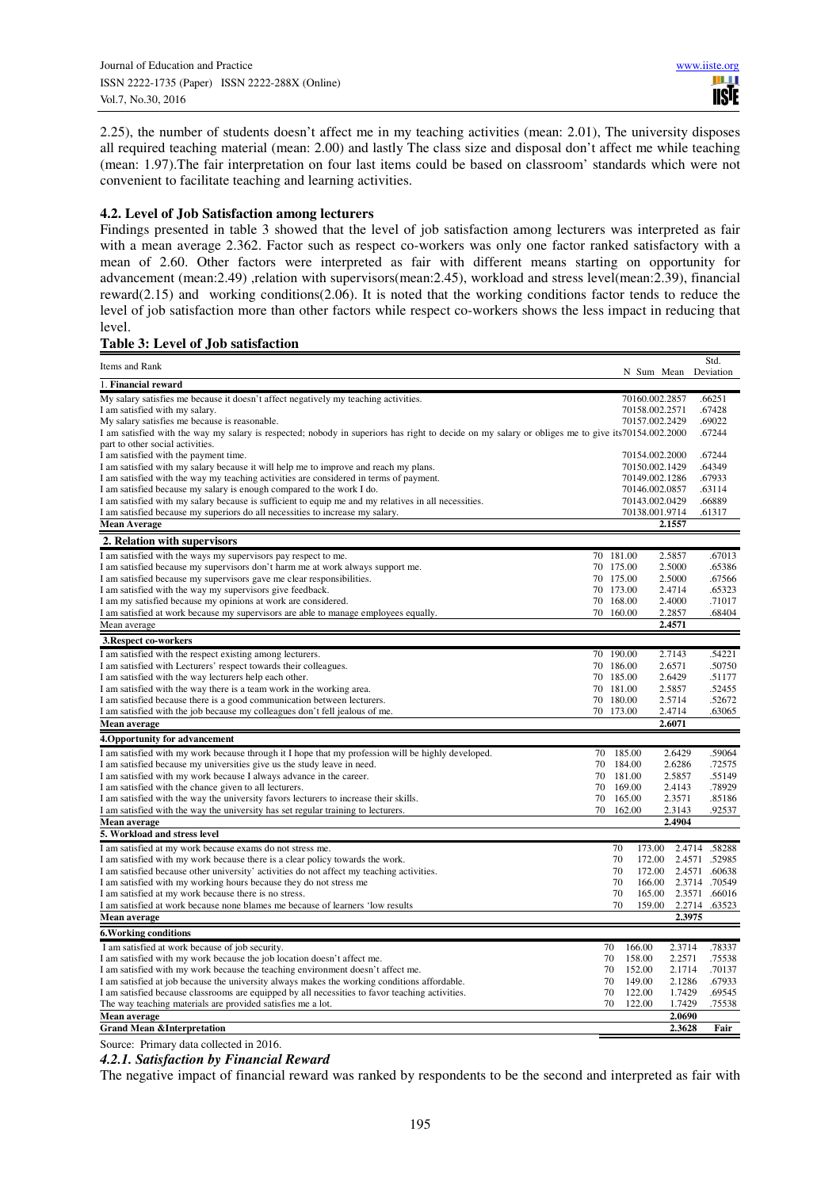2.25), the number of students doesn't affect me in my teaching activities (mean: 2.01), The university disposes all required teaching material (mean: 2.00) and lastly The class size and disposal don't affect me while teaching (mean: 1.97).The fair interpretation on four last items could be based on classroom' standards which were not convenient to facilitate teaching and learning activities.

### 4.2. Level of Job Satisfaction among lecturers

Findings presented in table 3 showed that the level of job satisfaction among lecturers was interpreted as fair with a mean average 2.362. Factor such as respect co-workers was only one factor ranked satisfactory with a mean of 2.60. Other factors were interpreted as fair with different means starting on opportunity for advancement (mean:2.49) ,relation with supervisors(mean:2.45), workload and stress level(mean:2.39), financial reward(2.15) and working conditions(2.06). It is noted that the working conditions factor tends to reduce the level of job satisfaction more than other factors while respect co-workers shows the less impact in reducing that level.

**Table 3: Level of Job satisfaction**

| Items and Rank | N | Sum | Mean | Std. Deviation |
|---|---|---|---|---|
| 1. **Financial reward** | | | | |
| My salary satisfies me because it doesn't affect negatively my teaching activities. | 70 | 160.00 | 2.2857 | .66251 |
| I am satisfied with my salary. | 70 | 158.00 | 2.2571 | .67428 |
| My salary satisfies me because is reasonable. | 70 | 157.00 | 2.2429 | .69022 |
| I am satisfied with the way my salary is respected; nobody in superiors has right to decide on my salary or obliges me to give its part to other social activities. | 70 | 154.00 | 2.2000 | .67244 |
| I am satisfied with the payment time. | 70 | 154.00 | 2.2000 | .67244 |
| I am satisfied with my salary because it will help me to improve and reach my plans. | 70 | 150.00 | 2.1429 | .64349 |
| I am satisfied with the way my teaching activities are considered in terms of payment. | 70 | 149.00 | 2.1286 | .67933 |
| I am satisfied because my salary is enough compared to the work I do. | 70 | 146.00 | 2.0857 | .63114 |
| I am satisfied with my salary because is sufficient to equip me and my relatives in all necessities. | 70 | 143.00 | 2.0429 | .66889 |
| I am satisfied because my superiors do all necessities to increase my salary. | 70 | 138.00 | 1.9714 | .61317 |
| **Mean Average** | | | **2.1557** | |
| **2. Relation with supervisors** | | | | |
| I am satisfied with the ways my supervisors pay respect to me. | 70 | 181.00 | 2.5857 | .67013 |
| I am satisfied because my supervisors don't harm me at work always support me. | 70 | 175.00 | 2.5000 | .65386 |
| I am satisfied because my supervisors gave me clear responsibilities. | 70 | 175.00 | 2.5000 | .67566 |
| I am satisfied with the way my supervisors give feedback. | 70 | 173.00 | 2.4714 | .65323 |
| I am my satisfied because my opinions at work are considered. | 70 | 168.00 | 2.4000 | .71017 |
| I am satisfied at work because my supervisors are able to manage employees equally. | 70 | 160.00 | 2.2857 | .68404 |
| Mean average | | | **2.4571** | |
| **3.Respect co-workers** | | | | |
| I am satisfied with the respect existing among lecturers. | 70 | 190.00 | 2.7143 | .54221 |
| I am satisfied with Lecturers' respect towards their colleagues. | 70 | 186.00 | 2.6571 | .50750 |
| I am satisfied with the way lecturers help each other. | 70 | 185.00 | 2.6429 | .51177 |
| I am satisfied with the way there is a team work in the working area. | 70 | 181.00 | 2.5857 | .52455 |
| I am satisfied because there is a good communication between lecturers. | 70 | 180.00 | 2.5714 | .52672 |
| I am satisfied with the job because my colleagues don't fell jealous of me. | 70 | 173.00 | 2.4714 | .63065 |
| **Mean average** | | | **2.6071** | |
| **4.Opportunity for advancement** | | | | |
| I am satisfied with my work because through it I hope that my profession will be highly developed. | 70 | 185.00 | 2.6429 | .59064 |
| I am satisfied because my universities give us the study leave in need. | 70 | 184.00 | 2.6286 | .72575 |
| I am satisfied with my work because I always advance in the career. | 70 | 181.00 | 2.5857 | .55149 |
| I am satisfied with the chance given to all lecturers. | 70 | 169.00 | 2.4143 | .78929 |
| I am satisfied with the way the university favors lecturers to increase their skills. | 70 | 165.00 | 2.3571 | .85186 |
| I am satisfied with the way the university has set regular training to lecturers. | 70 | 162.00 | 2.3143 | .92537 |
| **Mean average** | | | **2.4904** | |
| **5. Workload and stress level** | | | | |
| I am satisfied at my work because exams do not stress me. | 70 | 173.00 | 2.4714 | .58288 |
| I am satisfied with my work because there is a clear policy towards the work. | 70 | 172.00 | 2.4571 | .52985 |
| I am satisfied because other university' activities do not affect my teaching activities. | 70 | 172.00 | 2.4571 | .60638 |
| I am satisfied with my working hours because they do not stress me | 70 | 166.00 | 2.3714 | .70549 |
| I am satisfied at my work because there is no stress. | 70 | 165.00 | 2.3571 | .66016 |
| I am satisfied at work because none blames me because of learners 'low results | 70 | 159.00 | 2.2714 | .63523 |
| **Mean average** | | | **2.3975** | |
| **6.Working conditions** | | | | |
| I am satisfied at work because of job security. | 70 | 166.00 | 2.3714 | .78337 |
| I am satisfied with my work because the job location doesn't affect me. | 70 | 158.00 | 2.2571 | .75538 |
| I am satisfied with my work because the teaching environment doesn't affect me. | 70 | 152.00 | 2.1714 | .70137 |
| I am satisfied at job because the university always makes the working conditions affordable. | 70 | 149.00 | 2.1286 | .67933 |
| I am satisfied because classrooms are equipped by all necessities to favor teaching activities. | 70 | 122.00 | 1.7429 | .69545 |
| The way teaching materials are provided satisfies me a lot. | 70 | 122.00 | 1.7429 | .75538 |
| **Mean average** | | | **2.0690** | |
| **Grand Mean &Interpretation** | | | **2.3628** | **Fair** |

Source: Primary data collected in 2016.

#### *4.2.1. Satisfaction by Financial Reward*

The negative impact of financial reward was ranked by respondents to be the second and interpreted as fair with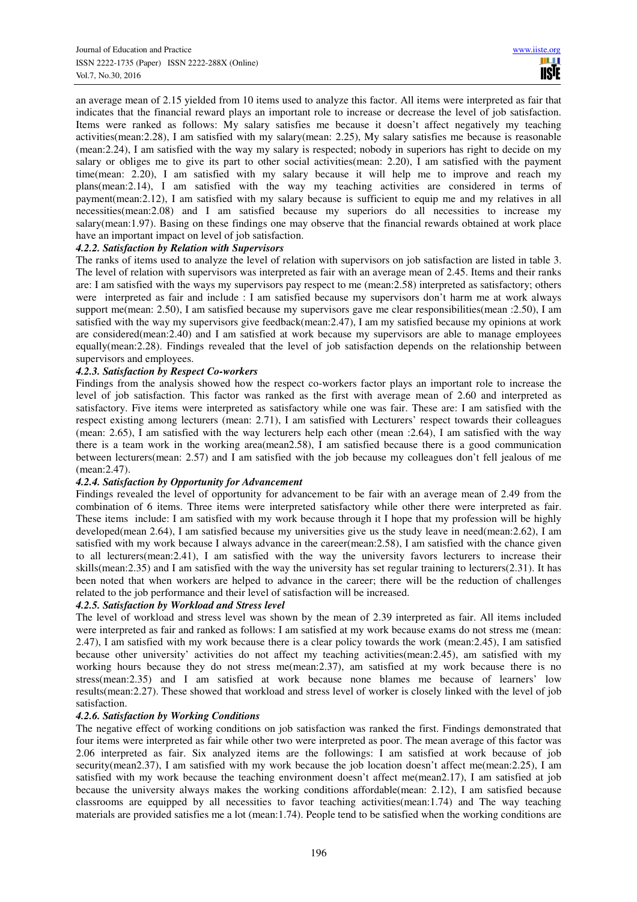an average mean of 2.15 yielded from 10 items used to analyze this factor. All items were interpreted as fair that indicates that the financial reward plays an important role to increase or decrease the level of job satisfaction. Items were ranked as follows: My salary satisfies me because it doesn't affect negatively my teaching activities(mean:2.28), I am satisfied with my salary(mean: 2.25), My salary satisfies me because is reasonable (mean:2.24), I am satisfied with the way my salary is respected; nobody in superiors has right to decide on my salary or obliges me to give its part to other social activities(mean: 2.20), I am satisfied with the payment time(mean: 2.20), I am satisfied with my salary because it will help me to improve and reach my plans(mean:2.14), I am satisfied with the way my teaching activities are considered in terms of payment(mean:2.12), I am satisfied with my salary because is sufficient to equip me and my relatives in all necessities(mean:2.08) and I am satisfied because my superiors do all necessities to increase my salary(mean:1.97). Basing on these findings one may observe that the financial rewards obtained at work place have an important impact on level of job satisfaction.

#### *4.2.2. Satisfaction by Relation with Supervisors*

The ranks of items used to analyze the level of relation with supervisors on job satisfaction are listed in table 3. The level of relation with supervisors was interpreted as fair with an average mean of 2.45. Items and their ranks are: I am satisfied with the ways my supervisors pay respect to me (mean:2.58) interpreted as satisfactory; others were interpreted as fair and include : I am satisfied because my supervisors don't harm me at work always support me(mean: 2.50), I am satisfied because my supervisors gave me clear responsibilities(mean :2.50), I am satisfied with the way my supervisors give feedback(mean:2.47), I am my satisfied because my opinions at work are considered(mean:2.40) and I am satisfied at work because my supervisors are able to manage employees equally(mean:2.28). Findings revealed that the level of job satisfaction depends on the relationship between supervisors and employees.

#### *4.2.3. Satisfaction by Respect Co-workers*

Findings from the analysis showed how the respect co-workers factor plays an important role to increase the level of job satisfaction. This factor was ranked as the first with average mean of 2.60 and interpreted as satisfactory. Five items were interpreted as satisfactory while one was fair. These are: I am satisfied with the respect existing among lecturers (mean: 2.71), I am satisfied with Lecturers' respect towards their colleagues (mean: 2.65), I am satisfied with the way lecturers help each other (mean :2.64), I am satisfied with the way there is a team work in the working area(mean2.58), I am satisfied because there is a good communication between lecturers(mean: 2.57) and I am satisfied with the job because my colleagues don't fell jealous of me (mean:2.47).

#### *4.2.4. Satisfaction by Opportunity for Advancement*

Findings revealed the level of opportunity for advancement to be fair with an average mean of 2.49 from the combination of 6 items. Three items were interpreted satisfactory while other there were interpreted as fair. These items include: I am satisfied with my work because through it I hope that my profession will be highly developed(mean 2.64), I am satisfied because my universities give us the study leave in need(mean:2.62), I am satisfied with my work because I always advance in the career(mean:2.58), I am satisfied with the chance given to all lecturers(mean:2.41), I am satisfied with the way the university favors lecturers to increase their skills(mean:2.35) and I am satisfied with the way the university has set regular training to lecturers(2.31). It has been noted that when workers are helped to advance in the career; there will be the reduction of challenges related to the job performance and their level of satisfaction will be increased.

#### *4.2.5. Satisfaction by Workload and Stress level*

The level of workload and stress level was shown by the mean of 2.39 interpreted as fair. All items included were interpreted as fair and ranked as follows: I am satisfied at my work because exams do not stress me (mean: 2.47), I am satisfied with my work because there is a clear policy towards the work (mean:2.45), I am satisfied because other university' activities do not affect my teaching activities(mean:2.45), am satisfied with my working hours because they do not stress me(mean:2.37), am satisfied at my work because there is no stress(mean:2.35) and I am satisfied at work because none blames me because of learners' low results(mean:2.27). These showed that workload and stress level of worker is closely linked with the level of job satisfaction.

#### *4.2.6. Satisfaction by Working Conditions*

The negative effect of working conditions on job satisfaction was ranked the first. Findings demonstrated that four items were interpreted as fair while other two were interpreted as poor. The mean average of this factor was 2.06 interpreted as fair. Six analyzed items are the followings: I am satisfied at work because of job security(mean2.37), I am satisfied with my work because the job location doesn't affect me(mean:2.25), I am satisfied with my work because the teaching environment doesn't affect me(mean2.17), I am satisfied at job because the university always makes the working conditions affordable(mean: 2.12), I am satisfied because classrooms are equipped by all necessities to favor teaching activities(mean:1.74) and The way teaching materials are provided satisfies me a lot (mean:1.74). People tend to be satisfied when the working conditions are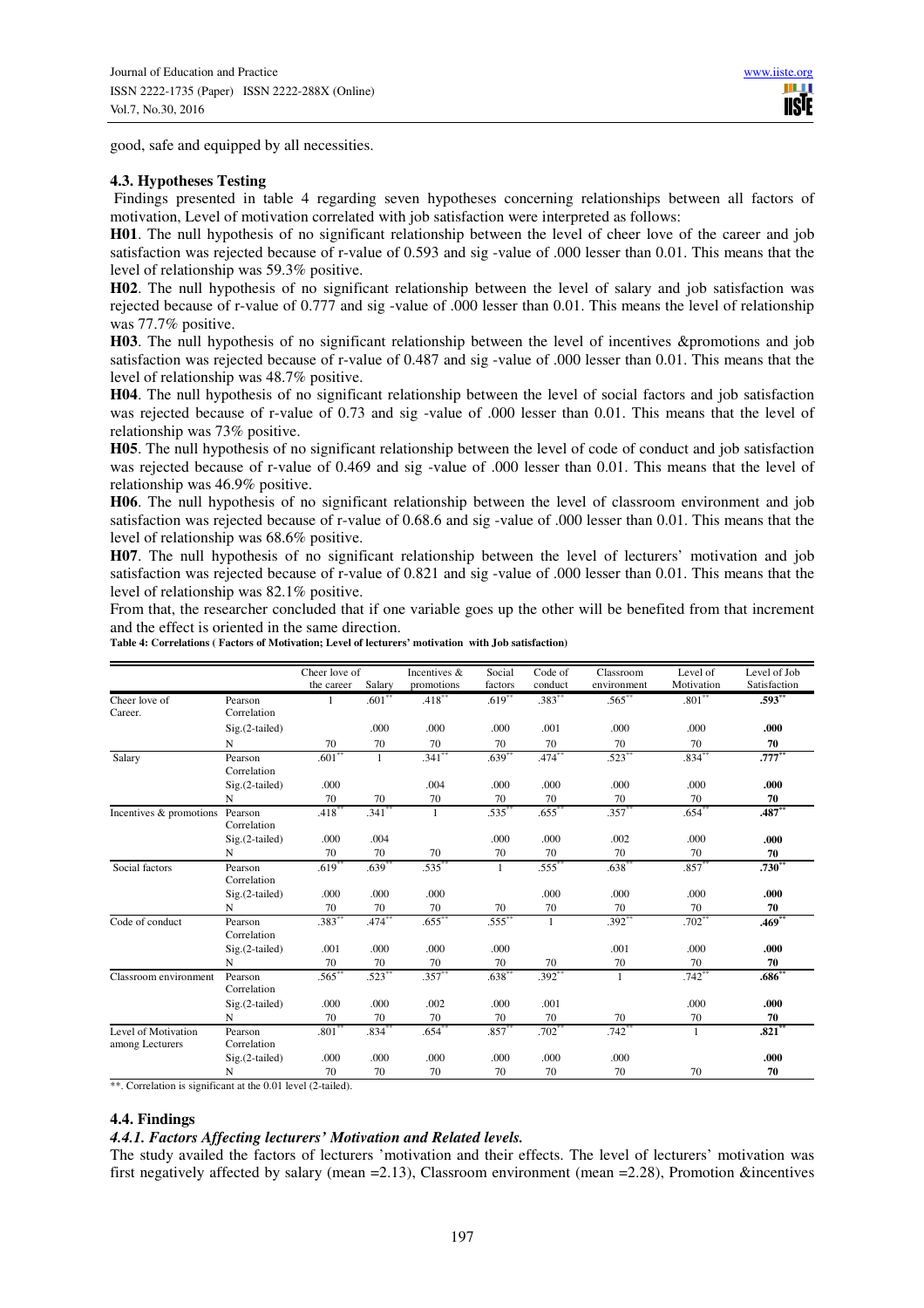good, safe and equipped by all necessities.

### 4.3. Hypotheses Testing

Findings presented in table 4 regarding seven hypotheses concerning relationships between all factors of motivation, Level of motivation correlated with job satisfaction were interpreted as follows:

**H01**. The null hypothesis of no significant relationship between the level of cheer love of the career and job satisfaction was rejected because of r-value of 0.593 and sig -value of .000 lesser than 0.01. This means that the level of relationship was 59.3% positive.

**H02**. The null hypothesis of no significant relationship between the level of salary and job satisfaction was rejected because of r-value of 0.777 and sig -value of .000 lesser than 0.01. This means the level of relationship was 77.7% positive.

**H03**. The null hypothesis of no significant relationship between the level of incentives &promotions and job satisfaction was rejected because of r-value of 0.487 and sig -value of .000 lesser than 0.01. This means that the level of relationship was 48.7% positive.

**H04**. The null hypothesis of no significant relationship between the level of social factors and job satisfaction was rejected because of r-value of 0.73 and sig -value of .000 lesser than 0.01. This means that the level of relationship was 73% positive.

**H05**. The null hypothesis of no significant relationship between the level of code of conduct and job satisfaction was rejected because of r-value of 0.469 and sig -value of .000 lesser than 0.01. This means that the level of relationship was 46.9% positive.

**H06**. The null hypothesis of no significant relationship between the level of classroom environment and job satisfaction was rejected because of r-value of 0.68.6 and sig -value of .000 lesser than 0.01. This means that the level of relationship was 68.6% positive.

**H07**. The null hypothesis of no significant relationship between the level of lecturers' motivation and job satisfaction was rejected because of r-value of 0.821 and sig -value of .000 lesser than 0.01. This means that the level of relationship was 82.1% positive.

From that, the researcher concluded that if one variable goes up the other will be benefited from that increment and the effect is oriented in the same direction.

**Table 4: Correlations ( Factors of Motivation; Level of lecturers' motivation with Job satisfaction)**

| | | Cheer love of the career | Salary | Incentives & promotions | Social factors | Code of conduct | Classroom environment | Level of Motivation | Level of Job Satisfaction |
|---|---|---|---|---|---|---|---|---|---|
| Cheer love of Career. | Pearson Correlation | 1 | .601** | .418** | .619** | .383** | .565** | .801** | **.593**** |
| | Sig.(2-tailed) | | .000 | .000 | .000 | .001 | .000 | .000 | **.000** |
| | N | 70 | 70 | 70 | 70 | 70 | 70 | 70 | **70** |
| Salary | Pearson Correlation | .601** | 1 | .341** | .639** | .474** | .523** | .834** | **.777**** |
| | Sig.(2-tailed) | .000 | | .004 | .000 | .000 | .000 | .000 | **.000** |
| | N | 70 | 70 | 70 | 70 | 70 | 70 | 70 | **70** |
| Incentives & promotions | Pearson Correlation | .418** | .341** | 1 | .535** | .655** | .357** | .654** | **.487**** |
| | Sig.(2-tailed) | .000 | .004 | | .000 | .000 | .002 | .000 | **.000** |
| | N | 70 | 70 | 70 | 70 | 70 | 70 | 70 | **70** |
| Social factors | Pearson Correlation | .619** | .639** | .535** | 1 | .555** | .638** | .857** | **.730**** |
| | Sig.(2-tailed) | .000 | .000 | .000 | | .000 | .000 | .000 | **.000** |
| | N | 70 | 70 | 70 | 70 | 70 | 70 | 70 | **70** |
| Code of conduct | Pearson Correlation | .383** | .474** | .655** | .555** | 1 | .392** | .702** | **.469**** |
| | Sig.(2-tailed) | .001 | .000 | .000 | .000 | | .001 | .000 | **.000** |
| | N | 70 | 70 | 70 | 70 | 70 | 70 | 70 | **70** |
| Classroom environment | Pearson Correlation | .565** | .523** | .357** | .638** | .392** | 1 | .742** | **.686**** |
| | Sig.(2-tailed) | .000 | .000 | .002 | .000 | .001 | | .000 | **.000** |
| | N | 70 | 70 | 70 | 70 | 70 | 70 | 70 | **70** |
| Level of Motivation among Lecturers | Pearson Correlation | .801** | .834** | .654** | .857** | .702** | .742** | 1 | **.821**** |
| | Sig.(2-tailed) | .000 | .000 | .000 | .000 | .000 | .000 | | **.000** |
| | N | 70 | 70 | 70 | 70 | 70 | 70 | 70 | **70** |

**. Correlation is significant at the 0.01 level (2-tailed).

### 4.4. Findings

#### *4.4.1. Factors Affecting lecturers' Motivation and Related levels.*

The study availed the factors of lecturers 'motivation and their effects. The level of lecturers' motivation was first negatively affected by salary (mean =2.13), Classroom environment (mean =2.28), Promotion &incentives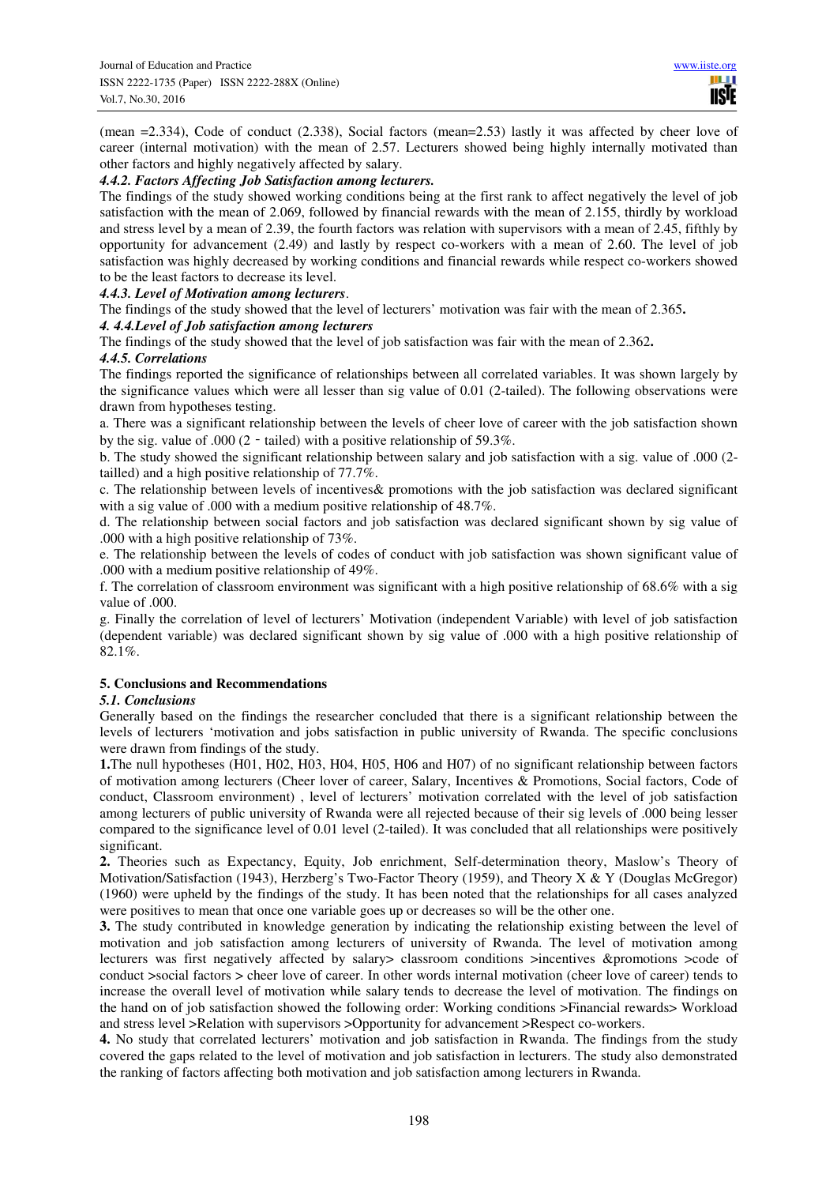(mean =2.334), Code of conduct (2.338), Social factors (mean=2.53) lastly it was affected by cheer love of career (internal motivation) with the mean of 2.57. Lecturers showed being highly internally motivated than other factors and highly negatively affected by salary.

#### *4.4.2. Factors Affecting Job Satisfaction among lecturers.*

The findings of the study showed working conditions being at the first rank to affect negatively the level of job satisfaction with the mean of 2.069, followed by financial rewards with the mean of 2.155, thirdly by workload and stress level by a mean of 2.39, the fourth factors was relation with supervisors with a mean of 2.45, fifthly by opportunity for advancement (2.49) and lastly by respect co-workers with a mean of 2.60. The level of job satisfaction was highly decreased by working conditions and financial rewards while respect co-workers showed to be the least factors to decrease its level.

#### *4.4.3. Level of Motivation among lecturers*.

The findings of the study showed that the level of lecturers' motivation was fair with the mean of 2.365**.**

#### *4. 4.4.Level of Job satisfaction among lecturers*

The findings of the study showed that the level of job satisfaction was fair with the mean of 2.362**.**

#### *4.4.5. Correlations*

The findings reported the significance of relationships between all correlated variables. It was shown largely by the significance values which were all lesser than sig value of 0.01 (2-tailed). The following observations were drawn from hypotheses testing.

a. There was a significant relationship between the levels of cheer love of career with the job satisfaction shown by the sig. value of .000 (2 - tailed) with a positive relationship of 59.3%.

b. The study showed the significant relationship between salary and job satisfaction with a sig. value of .000 (2-tailled) and a high positive relationship of 77.7%.

c. The relationship between levels of incentives& promotions with the job satisfaction was declared significant with a sig value of .000 with a medium positive relationship of 48.7%.

d. The relationship between social factors and job satisfaction was declared significant shown by sig value of .000 with a high positive relationship of 73%.

e. The relationship between the levels of codes of conduct with job satisfaction was shown significant value of .000 with a medium positive relationship of 49%.

f. The correlation of classroom environment was significant with a high positive relationship of 68.6% with a sig value of .000.

g. Finally the correlation of level of lecturers' Motivation (independent Variable) with level of job satisfaction (dependent variable) was declared significant shown by sig value of .000 with a high positive relationship of 82.1%.

## **5. Conclusions and Recommendations**

### *5.1. Conclusions*

Generally based on the findings the researcher concluded that there is a significant relationship between the levels of lecturers 'motivation and jobs satisfaction in public university of Rwanda. The specific conclusions were drawn from findings of the study.

**1.**The null hypotheses (H01, H02, H03, H04, H05, H06 and H07) of no significant relationship between factors of motivation among lecturers (Cheer lover of career, Salary, Incentives & Promotions, Social factors, Code of conduct, Classroom environment) , level of lecturers' motivation correlated with the level of job satisfaction among lecturers of public university of Rwanda were all rejected because of their sig levels of .000 being lesser compared to the significance level of 0.01 level (2-tailed). It was concluded that all relationships were positively significant.

**2.** Theories such as Expectancy, Equity, Job enrichment, Self-determination theory, Maslow's Theory of Motivation/Satisfaction (1943), Herzberg's Two-Factor Theory (1959), and Theory X & Y (Douglas McGregor) (1960) were upheld by the findings of the study. It has been noted that the relationships for all cases analyzed were positives to mean that once one variable goes up or decreases so will be the other one.

**3.** The study contributed in knowledge generation by indicating the relationship existing between the level of motivation and job satisfaction among lecturers of university of Rwanda. The level of motivation among lecturers was first negatively affected by salary> classroom conditions >incentives &promotions >code of conduct >social factors > cheer love of career. In other words internal motivation (cheer love of career) tends to increase the overall level of motivation while salary tends to decrease the level of motivation. The findings on the hand on of job satisfaction showed the following order: Working conditions >Financial rewards> Workload and stress level >Relation with supervisors >Opportunity for advancement >Respect co-workers.

**4.** No study that correlated lecturers' motivation and job satisfaction in Rwanda. The findings from the study covered the gaps related to the level of motivation and job satisfaction in lecturers. The study also demonstrated the ranking of factors affecting both motivation and job satisfaction among lecturers in Rwanda.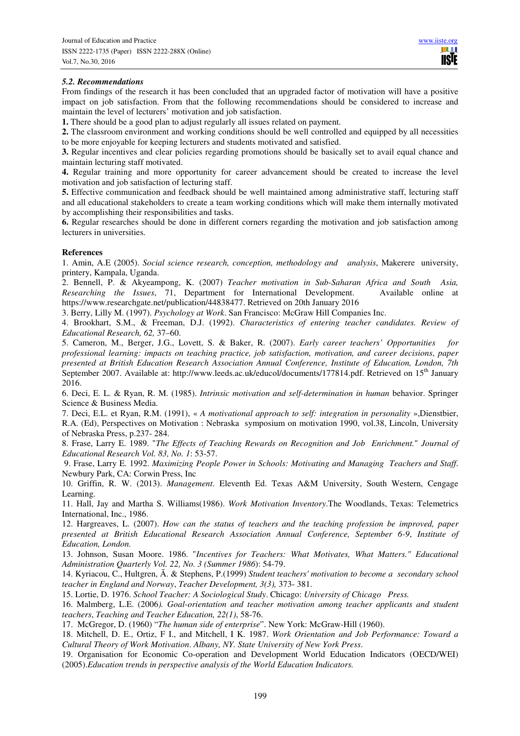### *5.2. Recommendations*

From findings of the research it has been concluded that an upgraded factor of motivation will have a positive impact on job satisfaction. From that the following recommendations should be considered to increase and maintain the level of lecturers' motivation and job satisfaction.

**1.** There should be a good plan to adjust regularly all issues related on payment.

**2.** The classroom environment and working conditions should be well controlled and equipped by all necessities to be more enjoyable for keeping lecturers and students motivated and satisfied.

**3.** Regular incentives and clear policies regarding promotions should be basically set to avail equal chance and maintain lecturing staff motivated.

**4.** Regular training and more opportunity for career advancement should be created to increase the level motivation and job satisfaction of lecturing staff.

**5.** Effective communication and feedback should be well maintained among administrative staff, lecturing staff and all educational stakeholders to create a team working conditions which will make them internally motivated by accomplishing their responsibilities and tasks.

**6.** Regular researches should be done in different corners regarding the motivation and job satisfaction among lecturers in universities.

**References**

1. Amin, A.E (2005). *Social science research, conception, methodology and analysis*, Makerere university, printery, Kampala, Uganda.

2. Bennell, P. & Akyeampong, K. (2007) *Teacher motivation in Sub-Saharan Africa and South Asia, Researching the Issues*, 71, Department for International Development. Available online at https://www.researchgate.net/publication/44838477. Retrieved on 20th January 2016

3. Berry, Lilly M. (1997). *Psychology at Work*. San Francisco: McGraw Hill Companies Inc.

4. Brookhart, S.M., & Freeman, D.J. (1992). *Characteristics of entering teacher candidates. Review of Educational Research, 62,* 37–60.

5. Cameron, M., Berger, J.G., Lovett, S. & Baker, R. (2007). *Early career teachers' Opportunities for professional learning: impacts on teaching practice, job satisfaction, motivation, and career decisions*, *paper presented at British Education Research Association Annual Conference, Institute of Education, London, 7th* September 2007. Available at: http://www.leeds.ac.uk/educol/documents/177814.pdf. Retrieved on 15th January 2016.

6. Deci, E. L. & Ryan, R. M. (1985). *Intrinsic motivation and self-determination in human* behavior. Springer Science & Business Media.

7. Deci, E.L. et Ryan, R.M. (1991), « *A motivational approach to self: integration in personality* »,Dienstbier, R.A. (Ed), Perspectives on Motivation : Nebraska symposium on motivation 1990, vol.38, Lincoln, University of Nebraska Press, p.237- 284.

8. Frase, Larry E. 1989. "*The Effects of Teaching Rewards on Recognition and Job Enrichment.*" *Journal of Educational Research Vol. 83, No. 1*: 53-57.

9. Frase, Larry E. 1992. *Maximizing People Power in Schools: Motivating and Managing Teachers and Staff*. Newbury Park, CA: Corwin Press, Inc

10. Griffin, R. W. (2013). *Management*. Eleventh Ed. Texas A&M University, South Western, Cengage Learning.

11. Hall, Jay and Martha S. Williams(1986). *Work Motivation Inventory*.The Woodlands, Texas: Telemetrics International, Inc., 1986.

12. Hargreaves, L. (2007). *How can the status of teachers and the teaching profession be improved, paper presented at British Educational Research Association Annual Conference, September 6-9*, *Institute of Education, London.*

13. Johnson, Susan Moore. 1986. "*Incentives for Teachers: What Motivates, What Matters." Educational Administration Quarterly Vol. 22, No. 3 (Summer 1986*): 54-79.

14. Kyriacou, C., Hultgren, Ã. & Stephens, P.(1999) *Student teachers' motivation to become a secondary school teacher in England and Norway*, *Teacher Development, 3(3),* 373- 381.

15. Lortie, D. 1976. *School Teacher: A Sociological Study*. Chicago: *University of Chicago Press.*

16. Malmberg, L.E. (2006*). Goal-orientation and teacher motivation among teacher applicants and student teachers*, *Teaching and Teacher Education, 22(1)*, 58-76.

17. McGregor, D. (1960) "*The human side of enterprise*". New York: McGraw-Hill (1960).

18. Mitchell, D. E., Ortiz, F I., and Mitchell, I K. 1987. *Work Orientation and Job Performance: Toward a Cultural Theory of Work Motivation*. *Albany, NY. State University of New York Press.*

19. Organisation for Economic Co-operation and Development World Education Indicators (OECD/WEI) (2005).*Education trends in perspective analysis of the World Education Indicators.*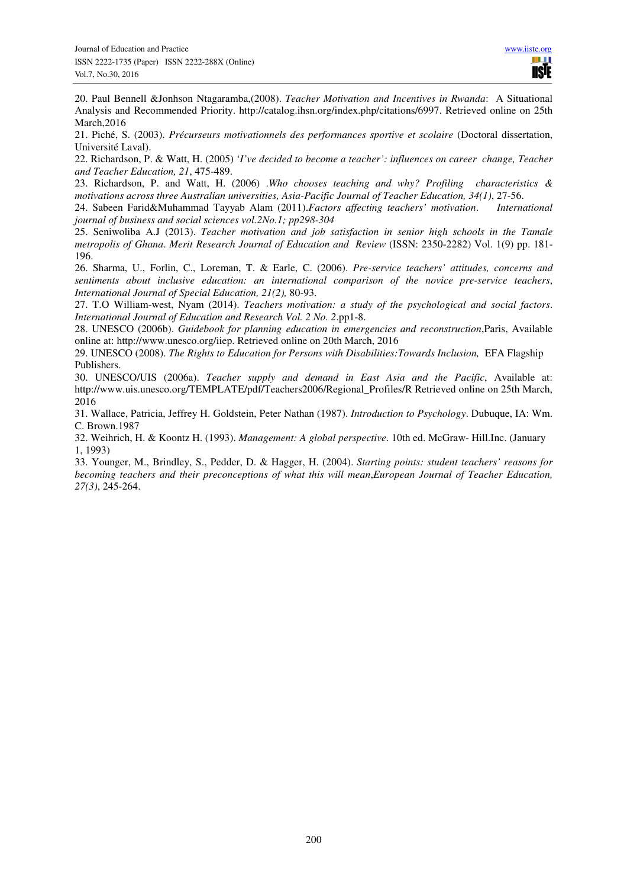20. Paul Bennell &Jonhson Ntagaramba,(2008). *Teacher Motivation and Incentives in Rwanda*: A Situational Analysis and Recommended Priority. http://catalog.ihsn.org/index.php/citations/6997. Retrieved online on 25th March,2016

21. Piché, S. (2003). *Précurseurs motivationnels des performances sportive et scolaire* (Doctoral dissertation, Université Laval).

22. Richardson, P. & Watt, H. (2005) '*I've decided to become a teacher': influences on career change, Teacher and Teacher Education, 21*, 475-489.

23. Richardson, P. and Watt, H. (2006) .*Who chooses teaching and why? Profiling characteristics & motivations across three Australian universities, Asia-Pacific Journal of Teacher Education, 34(1)*, 27-56.

24. Sabeen Farid&Muhammad Tayyab Alam (2011).*Factors affecting teachers' motivation*. *International journal of business and social sciences vol.2No.1; pp298-304*

25. Seniwoliba A.J (2013). *Teacher motivation and job satisfaction in senior high schools in the Tamale metropolis of Ghana*. *Merit Research Journal of Education and Review* (ISSN: 2350-2282) Vol. 1(9) pp. 181-196.

26. Sharma, U., Forlin, C., Loreman, T. & Earle, C. (2006). *Pre-service teachers' attitudes, concerns and sentiments about inclusive education: an international comparison of the novice pre-service teachers*, *International Journal of Special Education, 21(2),* 80-93.

27. T.O William-west, Nyam (2014). *Teachers motivation: a study of the psychological and social factors*. *International Journal of Education and Research Vol. 2 No. 2*.pp1-8.

28. UNESCO (2006b). *Guidebook for planning education in emergencies and reconstruction*,Paris, Available online at: http://www.unesco.org/iiep. Retrieved online on 20th March, 2016

29. UNESCO (2008). *The Rights to Education for Persons with Disabilities:Towards Inclusion,* EFA Flagship Publishers.

30. UNESCO/UIS (2006a). *Teacher supply and demand in East Asia and the Pacific*, Available at: http://www.uis.unesco.org/TEMPLATE/pdf/Teachers2006/Regional_Profiles/R Retrieved online on 25th March, 2016

31. Wallace, Patricia, Jeffrey H. Goldstein, Peter Nathan (1987). *Introduction to Psychology*. Dubuque, IA: Wm. C. Brown.1987

32. Weihrich, H. & Koontz H. (1993). *Management: A global perspective*. 10th ed. McGraw- Hill.Inc. (January 1, 1993)

33. Younger, M., Brindley, S., Pedder, D. & Hagger, H. (2004). *Starting points: student teachers' reasons for becoming teachers and their preconceptions of what this will mean*,*European Journal of Teacher Education, 27(3)*, 245-264.